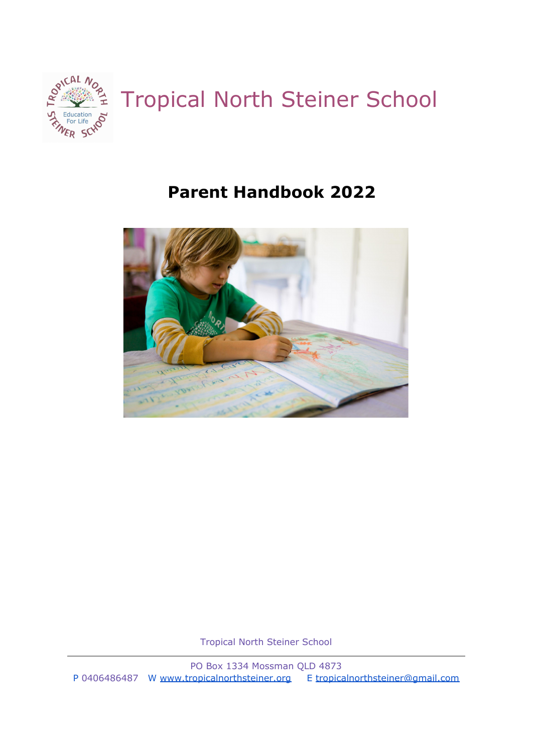# Tropical North Steiner School

## Parent Handbook 2022

Tropical North Steiner School

PO Box 1334 Mossman QLD 4873

P 0406486487 W www.tropicalnorthsteiner.org E tropicalnorthsteiner@gmail.com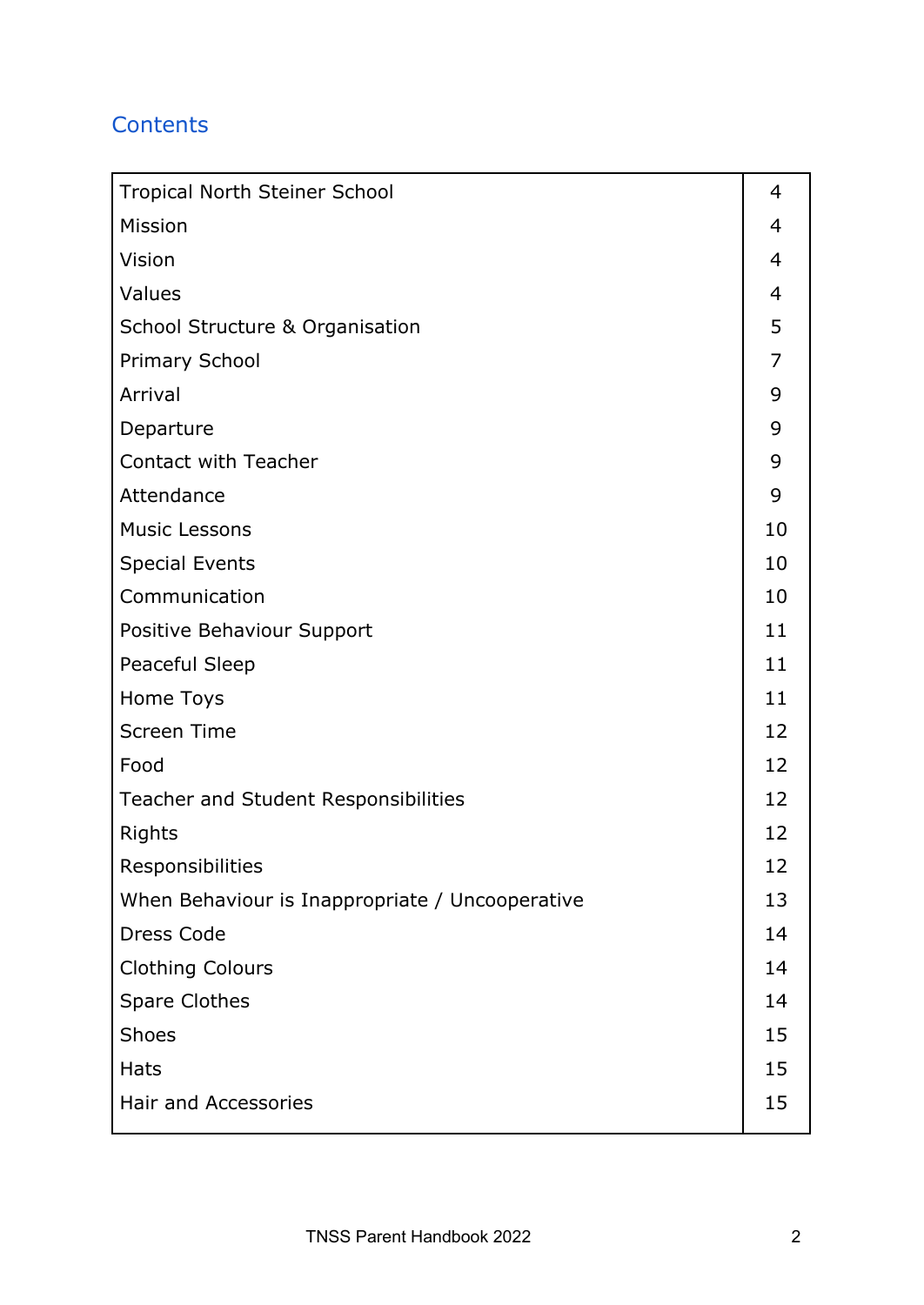## Contents

| | |
|---|---|
| Tropical North Steiner School | 4 |
| Mission | 4 |
| Vision | 4 |
| Values | 4 |
| School Structure & Organisation | 5 |
| Primary School | 7 |
| Arrival | 9 |
| Departure | 9 |
| Contact with Teacher | 9 |
| Attendance | 9 |
| Music Lessons | 10 |
| Special Events | 10 |
| Communication | 10 |
| Positive Behaviour Support | 11 |
| Peaceful Sleep | 11 |
| Home Toys | 11 |
| Screen Time | 12 |
| Food | 12 |
| Teacher and Student Responsibilities | 12 |
| Rights | 12 |
| Responsibilities | 12 |
| When Behaviour is Inappropriate / Uncooperative | 13 |
| Dress Code | 14 |
| Clothing Colours | 14 |
| Spare Clothes | 14 |
| Shoes | 15 |
| Hats | 15 |
| Hair and Accessories | 15 |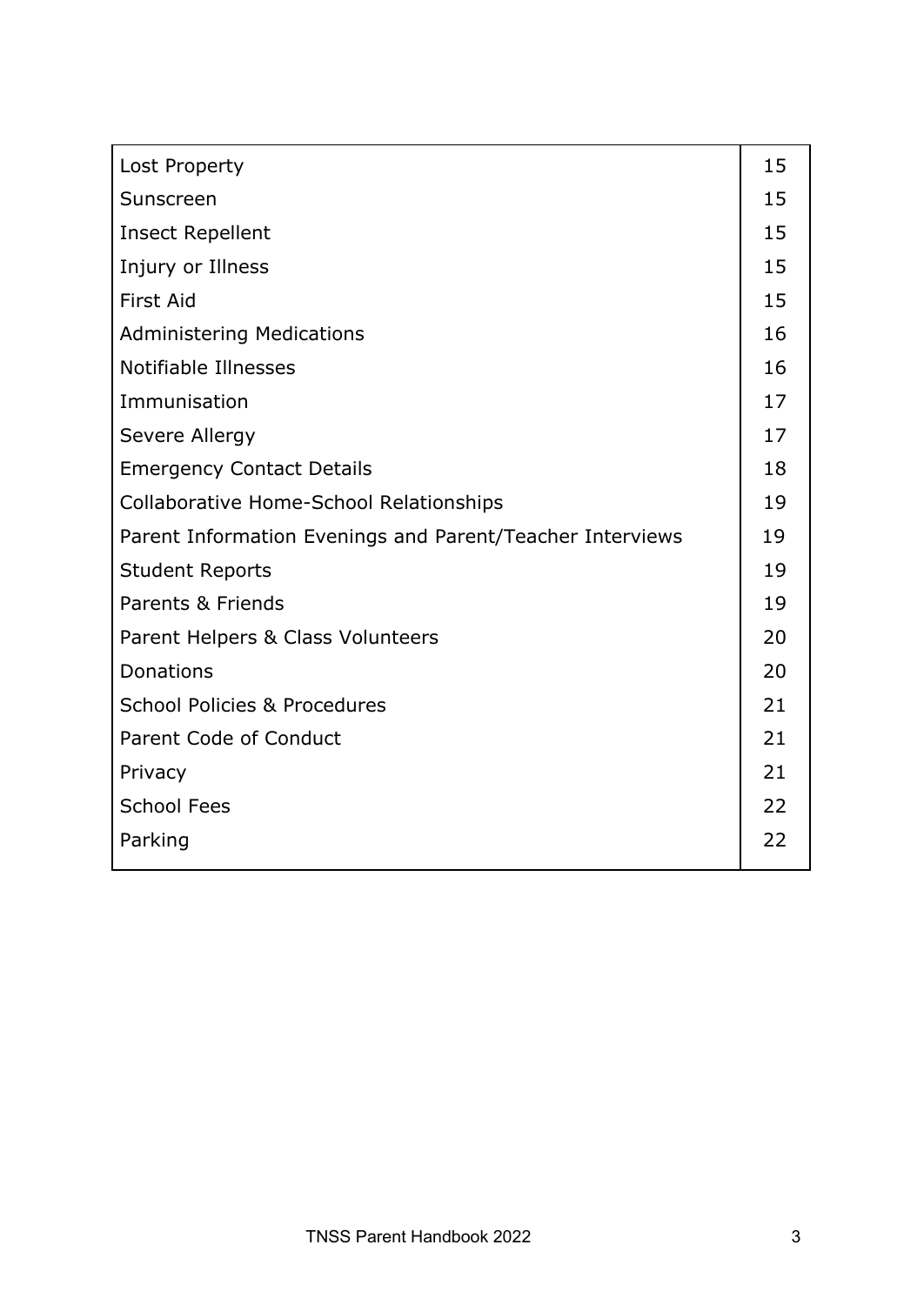| | |
|---|---|
| Lost Property | 15 |
| Sunscreen | 15 |
| Insect Repellent | 15 |
| Injury or Illness | 15 |
| First Aid | 15 |
| Administering Medications | 16 |
| Notifiable Illnesses | 16 |
| Immunisation | 17 |
| Severe Allergy | 17 |
| Emergency Contact Details | 18 |
| Collaborative Home-School Relationships | 19 |
| Parent Information Evenings and Parent/Teacher Interviews | 19 |
| Student Reports | 19 |
| Parents & Friends | 19 |
| Parent Helpers & Class Volunteers | 20 |
| Donations | 20 |
| School Policies & Procedures | 21 |
| Parent Code of Conduct | 21 |
| Privacy | 21 |
| School Fees | 22 |
| Parking | 22 |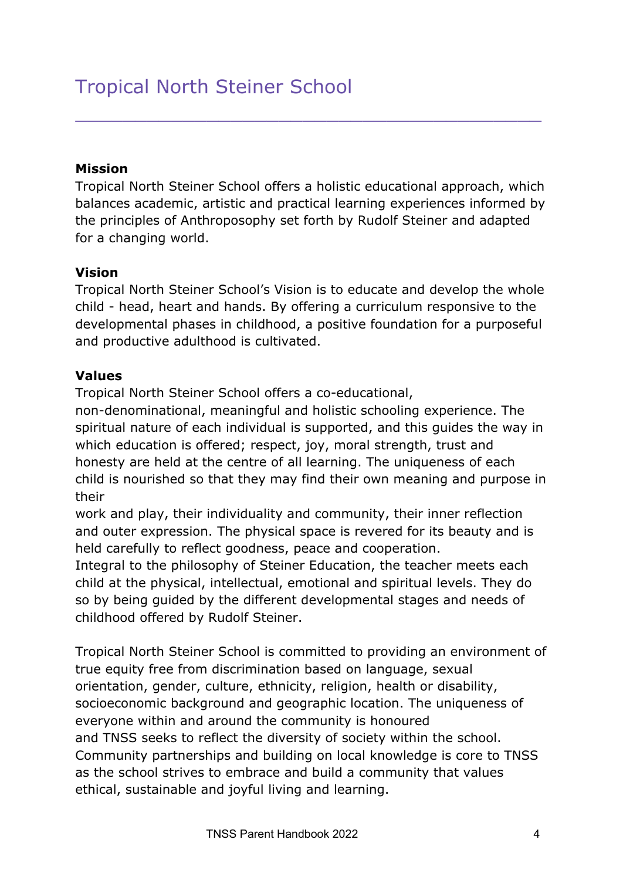# Tropical North Steiner School

**Mission**

Tropical North Steiner School offers a holistic educational approach, which balances academic, artistic and practical learning experiences informed by the principles of Anthroposophy set forth by Rudolf Steiner and adapted for a changing world.

**Vision**

Tropical North Steiner School's Vision is to educate and develop the whole child - head, heart and hands. By offering a curriculum responsive to the developmental phases in childhood, a positive foundation for a purposeful and productive adulthood is cultivated.

**Values**

Tropical North Steiner School offers a co-educational, non-denominational, meaningful and holistic schooling experience. The spiritual nature of each individual is supported, and this guides the way in which education is offered; respect, joy, moral strength, trust and honesty are held at the centre of all learning. The uniqueness of each child is nourished so that they may find their own meaning and purpose in their work and play, their individuality and community, their inner reflection and outer expression. The physical space is revered for its beauty and is held carefully to reflect goodness, peace and cooperation.

Integral to the philosophy of Steiner Education, the teacher meets each child at the physical, intellectual, emotional and spiritual levels. They do so by being guided by the different developmental stages and needs of childhood offered by Rudolf Steiner.

Tropical North Steiner School is committed to providing an environment of true equity free from discrimination based on language, sexual orientation, gender, culture, ethnicity, religion, health or disability, socioeconomic background and geographic location. The uniqueness of everyone within and around the community is honoured and TNSS seeks to reflect the diversity of society within the school. Community partnerships and building on local knowledge is core to TNSS as the school strives to embrace and build a community that values ethical, sustainable and joyful living and learning.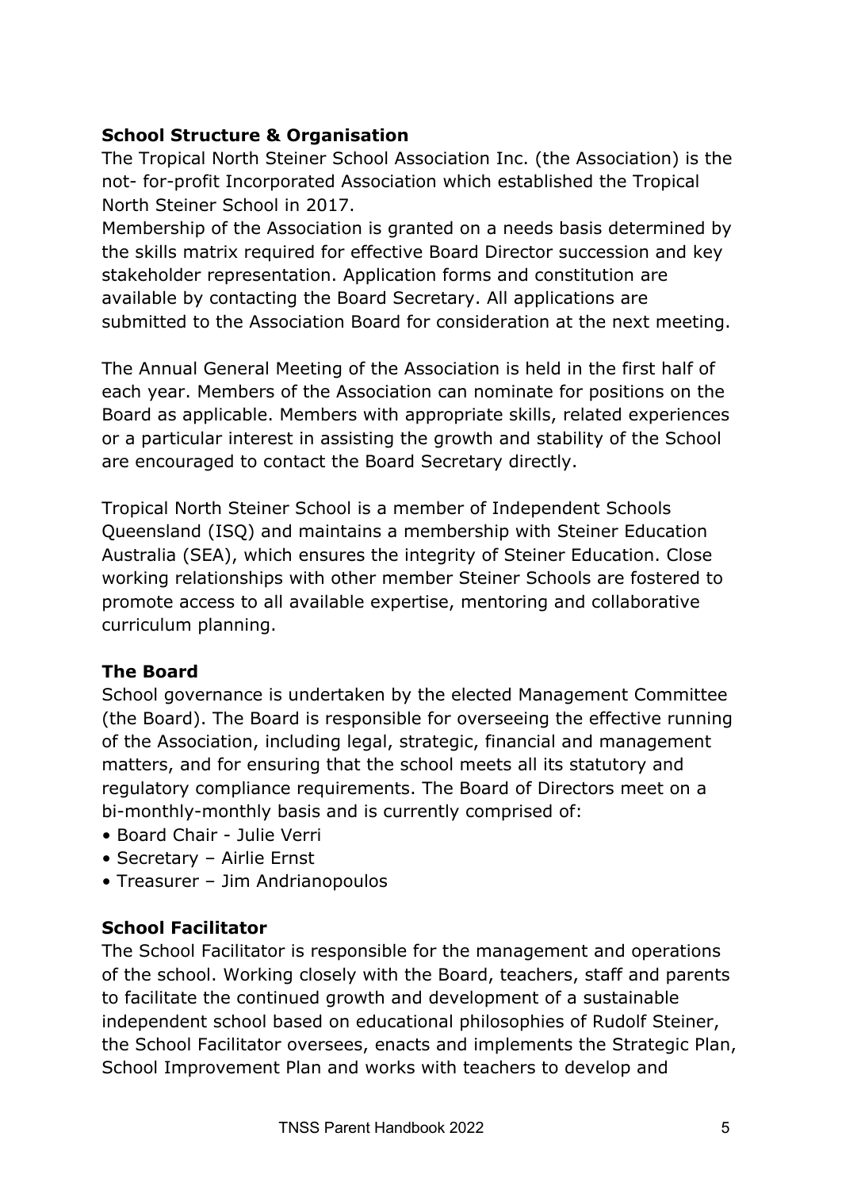## School Structure & Organisation

The Tropical North Steiner School Association Inc. (the Association) is the not- for-profit Incorporated Association which established the Tropical North Steiner School in 2017.

Membership of the Association is granted on a needs basis determined by the skills matrix required for effective Board Director succession and key stakeholder representation. Application forms and constitution are available by contacting the Board Secretary. All applications are submitted to the Association Board for consideration at the next meeting.

The Annual General Meeting of the Association is held in the first half of each year. Members of the Association can nominate for positions on the Board as applicable. Members with appropriate skills, related experiences or a particular interest in assisting the growth and stability of the School are encouraged to contact the Board Secretary directly.

Tropical North Steiner School is a member of Independent Schools Queensland (ISQ) and maintains a membership with Steiner Education Australia (SEA), which ensures the integrity of Steiner Education. Close working relationships with other member Steiner Schools are fostered to promote access to all available expertise, mentoring and collaborative curriculum planning.

## The Board

School governance is undertaken by the elected Management Committee (the Board). The Board is responsible for overseeing the effective running of the Association, including legal, strategic, financial and management matters, and for ensuring that the school meets all its statutory and regulatory compliance requirements. The Board of Directors meet on a bi-monthly-monthly basis and is currently comprised of:

- Board Chair - Julie Verri
- Secretary – Airlie Ernst
- Treasurer – Jim Andrianopoulos

## School Facilitator

The School Facilitator is responsible for the management and operations of the school. Working closely with the Board, teachers, staff and parents to facilitate the continued growth and development of a sustainable independent school based on educational philosophies of Rudolf Steiner, the School Facilitator oversees, enacts and implements the Strategic Plan, School Improvement Plan and works with teachers to develop and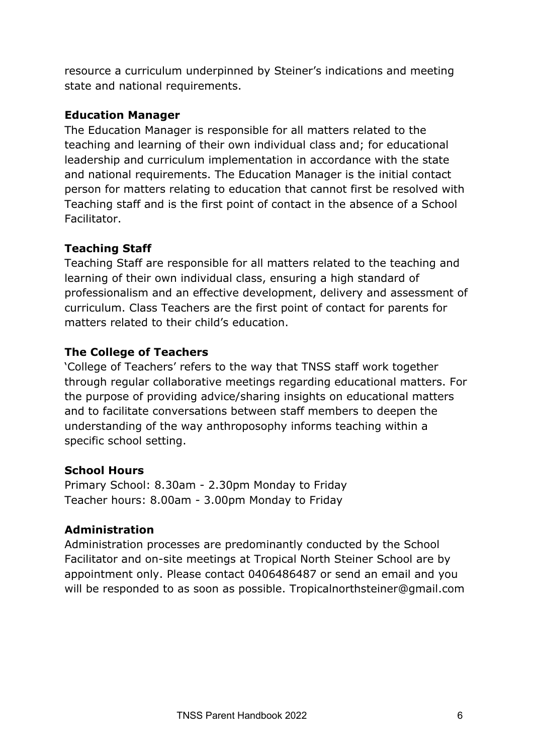resource a curriculum underpinned by Steiner's indications and meeting state and national requirements.

**Education Manager**

The Education Manager is responsible for all matters related to the teaching and learning of their own individual class and; for educational leadership and curriculum implementation in accordance with the state and national requirements. The Education Manager is the initial contact person for matters relating to education that cannot first be resolved with Teaching staff and is the first point of contact in the absence of a School Facilitator.

**Teaching Staff**

Teaching Staff are responsible for all matters related to the teaching and learning of their own individual class, ensuring a high standard of professionalism and an effective development, delivery and assessment of curriculum. Class Teachers are the first point of contact for parents for matters related to their child's education.

**The College of Teachers**

'College of Teachers' refers to the way that TNSS staff work together through regular collaborative meetings regarding educational matters. For the purpose of providing advice/sharing insights on educational matters and to facilitate conversations between staff members to deepen the understanding of the way anthroposophy informs teaching within a specific school setting.

**School Hours**

Primary School: 8.30am - 2.30pm Monday to Friday
Teacher hours: 8.00am - 3.00pm Monday to Friday

**Administration**

Administration processes are predominantly conducted by the School Facilitator and on-site meetings at Tropical North Steiner School are by appointment only. Please contact 0406486487 or send an email and you will be responded to as soon as possible. Tropicalnorthsteiner@gmail.com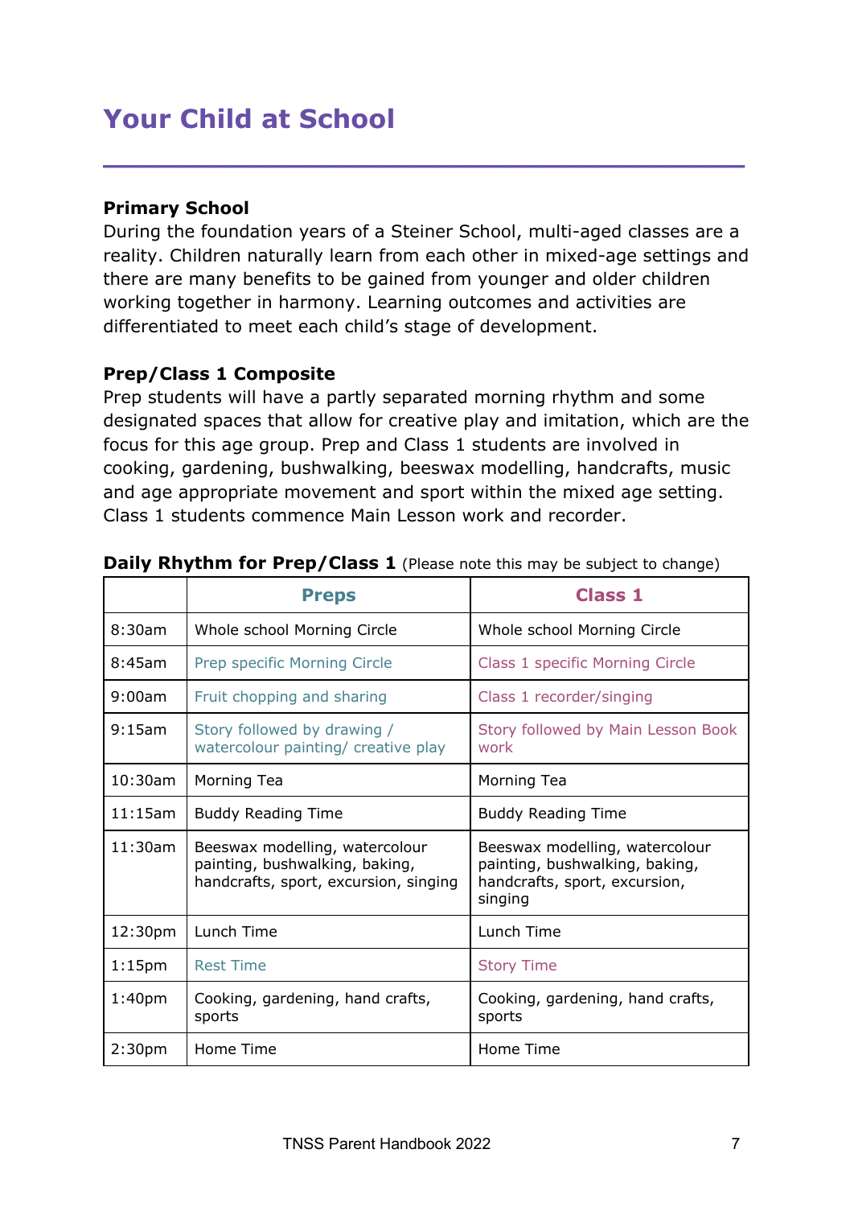# Your Child at School

**Primary School**

During the foundation years of a Steiner School, multi-aged classes are a reality. Children naturally learn from each other in mixed-age settings and there are many benefits to be gained from younger and older children working together in harmony. Learning outcomes and activities are differentiated to meet each child's stage of development.

**Prep/Class 1 Composite**

Prep students will have a partly separated morning rhythm and some designated spaces that allow for creative play and imitation, which are the focus for this age group. Prep and Class 1 students are involved in cooking, gardening, bushwalking, beeswax modelling, handcrafts, music and age appropriate movement and sport within the mixed age setting. Class 1 students commence Main Lesson work and recorder.

**Daily Rhythm for Prep/Class 1** (Please note this may be subject to change)

| | Preps | Class 1 |
|---|---|---|
| 8:30am | Whole school Morning Circle | Whole school Morning Circle |
| 8:45am | Prep specific Morning Circle | Class 1 specific Morning Circle |
| 9:00am | Fruit chopping and sharing | Class 1 recorder/singing |
| 9:15am | Story followed by drawing / watercolour painting/ creative play | Story followed by Main Lesson Book work |
| 10:30am | Morning Tea | Morning Tea |
| 11:15am | Buddy Reading Time | Buddy Reading Time |
| 11:30am | Beeswax modelling, watercolour painting, bushwalking, baking, handcrafts, sport, excursion, singing | Beeswax modelling, watercolour painting, bushwalking, baking, handcrafts, sport, excursion, singing |
| 12:30pm | Lunch Time | Lunch Time |
| 1:15pm | Rest Time | Story Time |
| 1:40pm | Cooking, gardening, hand crafts, sports | Cooking, gardening, hand crafts, sports |
| 2:30pm | Home Time | Home Time |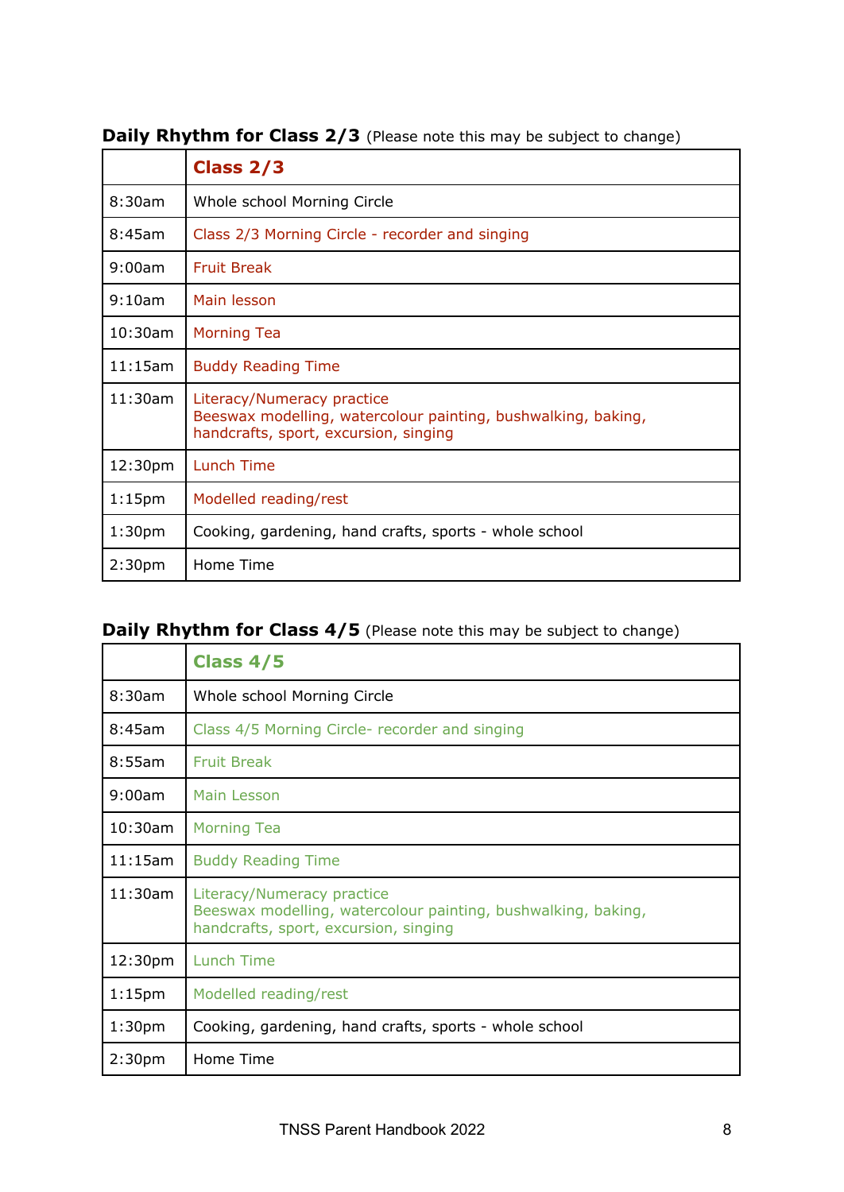**Daily Rhythm for Class 2/3** (Please note this may be subject to change)

| | **Class 2/3** |
|---|---|
| 8:30am | Whole school Morning Circle |
| 8:45am | Class 2/3 Morning Circle - recorder and singing |
| 9:00am | Fruit Break |
| 9:10am | Main lesson |
| 10:30am | Morning Tea |
| 11:15am | Buddy Reading Time |
| 11:30am | Literacy/Numeracy practice<br>Beeswax modelling, watercolour painting, bushwalking, baking, handcrafts, sport, excursion, singing |
| 12:30pm | Lunch Time |
| 1:15pm | Modelled reading/rest |
| 1:30pm | Cooking, gardening, hand crafts, sports - whole school |
| 2:30pm | Home Time |

**Daily Rhythm for Class 4/5** (Please note this may be subject to change)

| | **Class 4/5** |
|---|---|
| 8:30am | Whole school Morning Circle |
| 8:45am | Class 4/5 Morning Circle- recorder and singing |
| 8:55am | Fruit Break |
| 9:00am | Main Lesson |
| 10:30am | Morning Tea |
| 11:15am | Buddy Reading Time |
| 11:30am | Literacy/Numeracy practice<br>Beeswax modelling, watercolour painting, bushwalking, baking, handcrafts, sport, excursion, singing |
| 12:30pm | Lunch Time |
| 1:15pm | Modelled reading/rest |
| 1:30pm | Cooking, gardening, hand crafts, sports - whole school |
| 2:30pm | Home Time |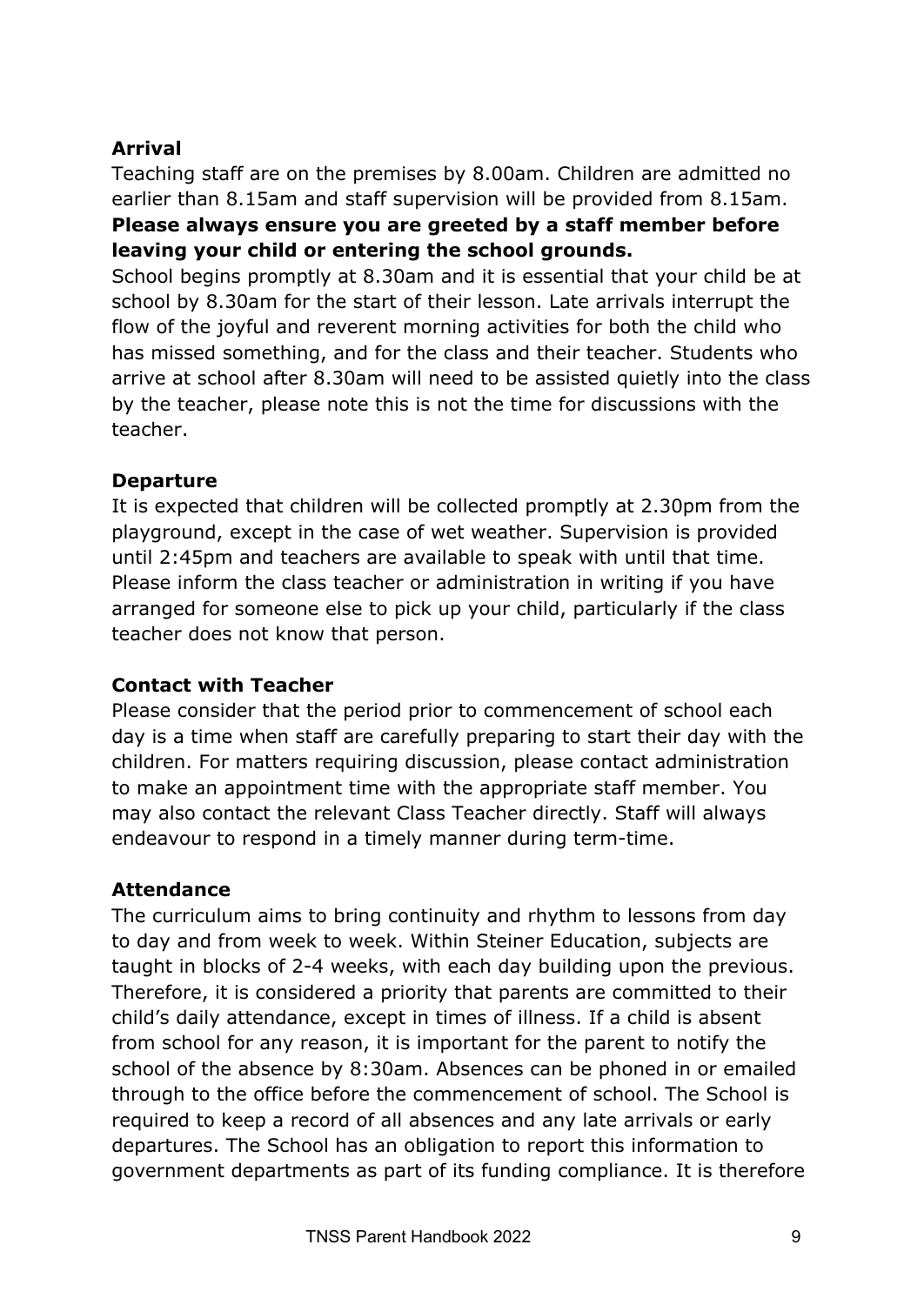### Arrival

Teaching staff are on the premises by 8.00am. Children are admitted no earlier than 8.15am and staff supervision will be provided from 8.15am. **Please always ensure you are greeted by a staff member before leaving your child or entering the school grounds.**

School begins promptly at 8.30am and it is essential that your child be at school by 8.30am for the start of their lesson. Late arrivals interrupt the flow of the joyful and reverent morning activities for both the child who has missed something, and for the class and their teacher. Students who arrive at school after 8.30am will need to be assisted quietly into the class by the teacher, please note this is not the time for discussions with the teacher.

### Departure

It is expected that children will be collected promptly at 2.30pm from the playground, except in the case of wet weather. Supervision is provided until 2:45pm and teachers are available to speak with until that time. Please inform the class teacher or administration in writing if you have arranged for someone else to pick up your child, particularly if the class teacher does not know that person.

### Contact with Teacher

Please consider that the period prior to commencement of school each day is a time when staff are carefully preparing to start their day with the children. For matters requiring discussion, please contact administration to make an appointment time with the appropriate staff member. You may also contact the relevant Class Teacher directly. Staff will always endeavour to respond in a timely manner during term-time.

### Attendance

The curriculum aims to bring continuity and rhythm to lessons from day to day and from week to week. Within Steiner Education, subjects are taught in blocks of 2-4 weeks, with each day building upon the previous. Therefore, it is considered a priority that parents are committed to their child's daily attendance, except in times of illness. If a child is absent from school for any reason, it is important for the parent to notify the school of the absence by 8:30am. Absences can be phoned in or emailed through to the office before the commencement of school. The School is required to keep a record of all absences and any late arrivals or early departures. The School has an obligation to report this information to government departments as part of its funding compliance. It is therefore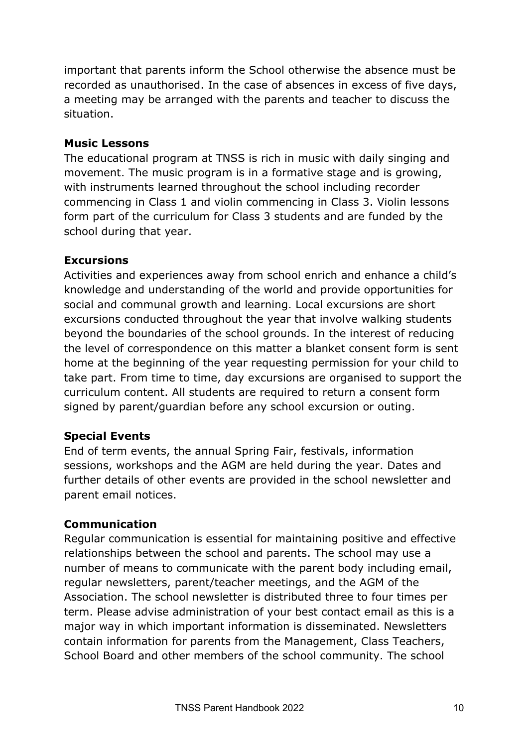important that parents inform the School otherwise the absence must be recorded as unauthorised. In the case of absences in excess of five days, a meeting may be arranged with the parents and teacher to discuss the situation.

**Music Lessons**

The educational program at TNSS is rich in music with daily singing and movement. The music program is in a formative stage and is growing, with instruments learned throughout the school including recorder commencing in Class 1 and violin commencing in Class 3. Violin lessons form part of the curriculum for Class 3 students and are funded by the school during that year.

**Excursions**

Activities and experiences away from school enrich and enhance a child's knowledge and understanding of the world and provide opportunities for social and communal growth and learning. Local excursions are short excursions conducted throughout the year that involve walking students beyond the boundaries of the school grounds. In the interest of reducing the level of correspondence on this matter a blanket consent form is sent home at the beginning of the year requesting permission for your child to take part. From time to time, day excursions are organised to support the curriculum content. All students are required to return a consent form signed by parent/guardian before any school excursion or outing.

**Special Events**

End of term events, the annual Spring Fair, festivals, information sessions, workshops and the AGM are held during the year. Dates and further details of other events are provided in the school newsletter and parent email notices.

**Communication**

Regular communication is essential for maintaining positive and effective relationships between the school and parents. The school may use a number of means to communicate with the parent body including email, regular newsletters, parent/teacher meetings, and the AGM of the Association. The school newsletter is distributed three to four times per term. Please advise administration of your best contact email as this is a major way in which important information is disseminated. Newsletters contain information for parents from the Management, Class Teachers, School Board and other members of the school community. The school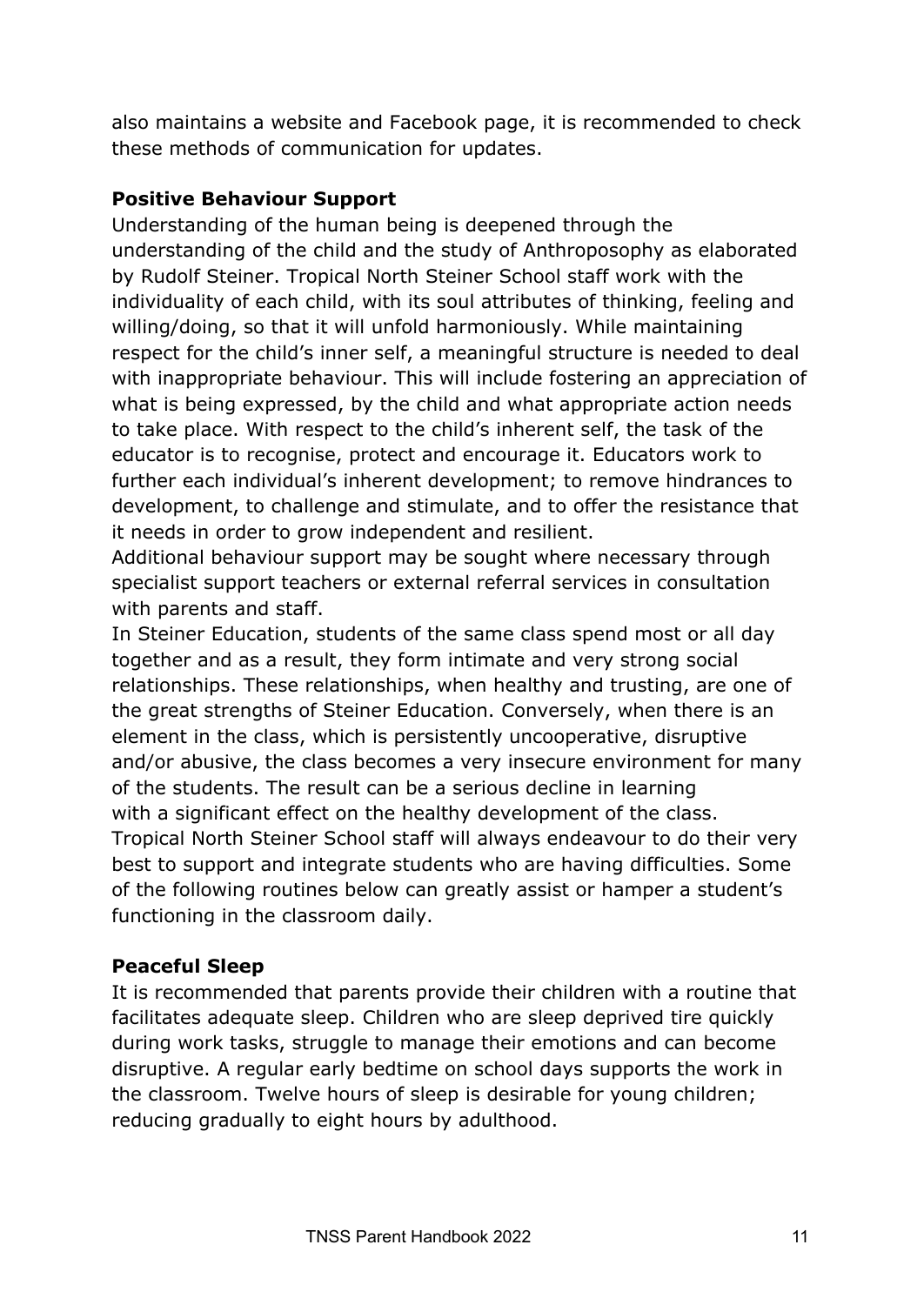also maintains a website and Facebook page, it is recommended to check these methods of communication for updates.

**Positive Behaviour Support**

Understanding of the human being is deepened through the understanding of the child and the study of Anthroposophy as elaborated by Rudolf Steiner. Tropical North Steiner School staff work with the individuality of each child, with its soul attributes of thinking, feeling and willing/doing, so that it will unfold harmoniously. While maintaining respect for the child's inner self, a meaningful structure is needed to deal with inappropriate behaviour. This will include fostering an appreciation of what is being expressed, by the child and what appropriate action needs to take place. With respect to the child's inherent self, the task of the educator is to recognise, protect and encourage it. Educators work to further each individual's inherent development; to remove hindrances to development, to challenge and stimulate, and to offer the resistance that it needs in order to grow independent and resilient.

Additional behaviour support may be sought where necessary through specialist support teachers or external referral services in consultation with parents and staff.

In Steiner Education, students of the same class spend most or all day together and as a result, they form intimate and very strong social relationships. These relationships, when healthy and trusting, are one of the great strengths of Steiner Education. Conversely, when there is an element in the class, which is persistently uncooperative, disruptive and/or abusive, the class becomes a very insecure environment for many of the students. The result can be a serious decline in learning with a significant effect on the healthy development of the class. Tropical North Steiner School staff will always endeavour to do their very best to support and integrate students who are having difficulties. Some of the following routines below can greatly assist or hamper a student's functioning in the classroom daily.

**Peaceful Sleep**

It is recommended that parents provide their children with a routine that facilitates adequate sleep. Children who are sleep deprived tire quickly during work tasks, struggle to manage their emotions and can become disruptive. A regular early bedtime on school days supports the work in the classroom. Twelve hours of sleep is desirable for young children; reducing gradually to eight hours by adulthood.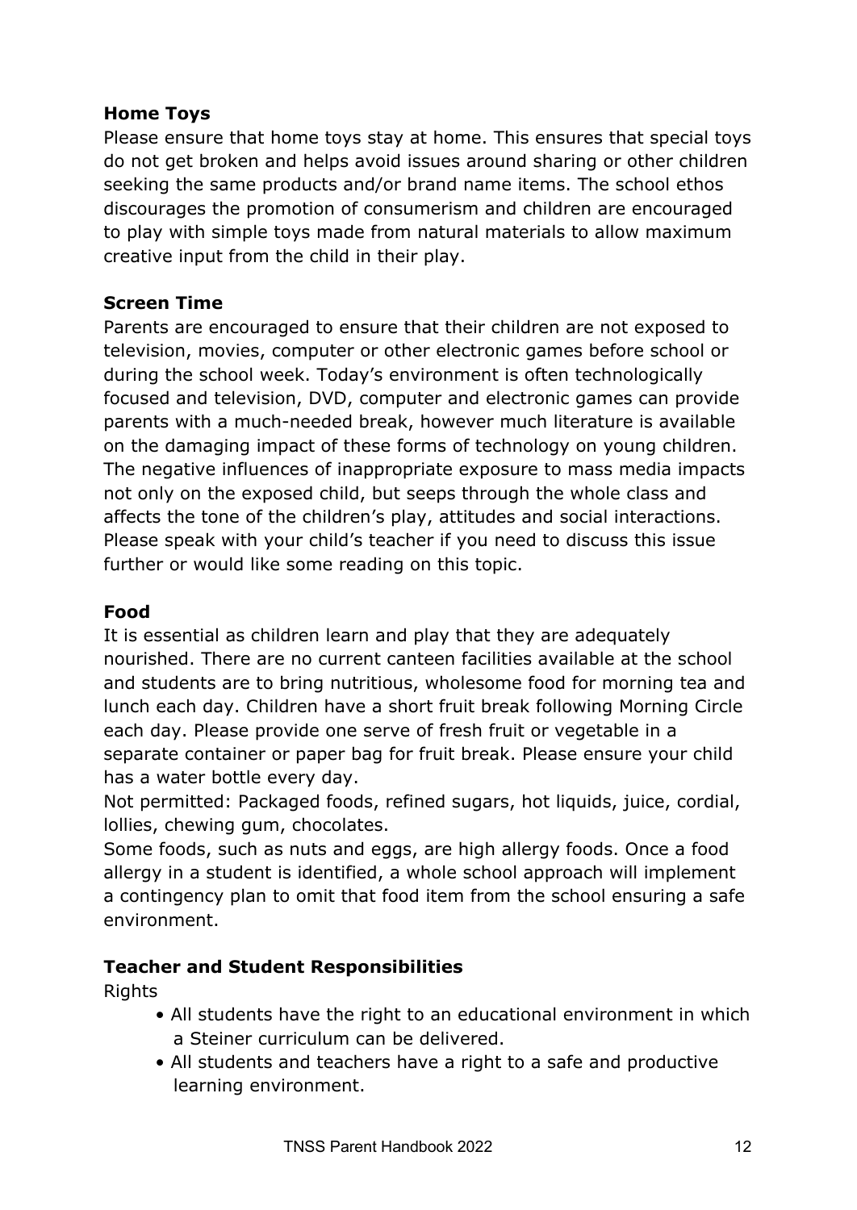## Home Toys

Please ensure that home toys stay at home. This ensures that special toys do not get broken and helps avoid issues around sharing or other children seeking the same products and/or brand name items. The school ethos discourages the promotion of consumerism and children are encouraged to play with simple toys made from natural materials to allow maximum creative input from the child in their play.

## Screen Time

Parents are encouraged to ensure that their children are not exposed to television, movies, computer or other electronic games before school or during the school week. Today's environment is often technologically focused and television, DVD, computer and electronic games can provide parents with a much-needed break, however much literature is available on the damaging impact of these forms of technology on young children. The negative influences of inappropriate exposure to mass media impacts not only on the exposed child, but seeps through the whole class and affects the tone of the children's play, attitudes and social interactions. Please speak with your child's teacher if you need to discuss this issue further or would like some reading on this topic.

## Food

It is essential as children learn and play that they are adequately nourished. There are no current canteen facilities available at the school and students are to bring nutritious, wholesome food for morning tea and lunch each day. Children have a short fruit break following Morning Circle each day. Please provide one serve of fresh fruit or vegetable in a separate container or paper bag for fruit break. Please ensure your child has a water bottle every day.

Not permitted: Packaged foods, refined sugars, hot liquids, juice, cordial, lollies, chewing gum, chocolates.

Some foods, such as nuts and eggs, are high allergy foods. Once a food allergy in a student is identified, a whole school approach will implement a contingency plan to omit that food item from the school ensuring a safe environment.

## Teacher and Student Responsibilities

Rights

- All students have the right to an educational environment in which a Steiner curriculum can be delivered.
- All students and teachers have a right to a safe and productive learning environment.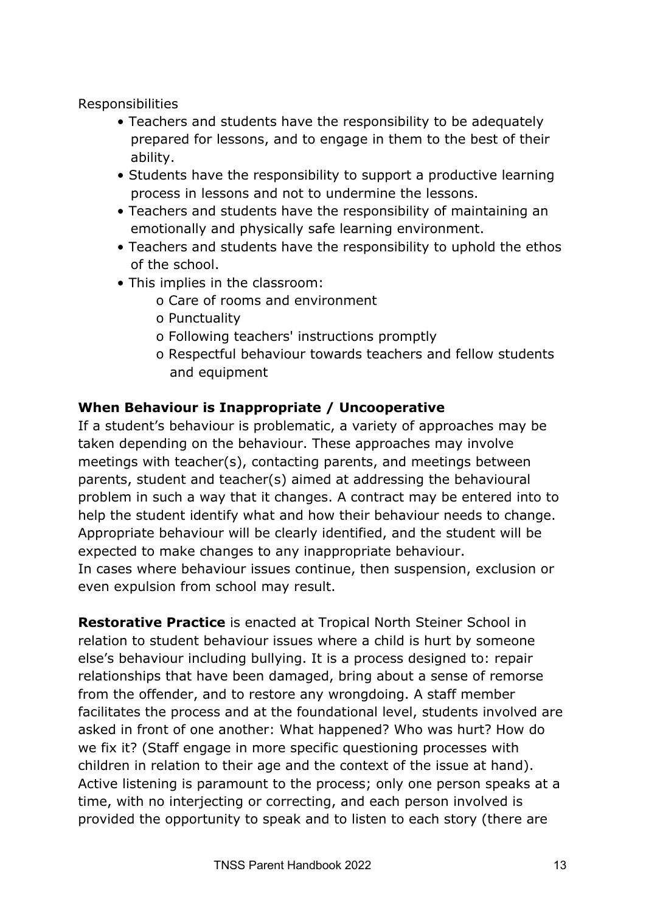Responsibilities

- Teachers and students have the responsibility to be adequately prepared for lessons, and to engage in them to the best of their ability.
- Students have the responsibility to support a productive learning process in lessons and not to undermine the lessons.
- Teachers and students have the responsibility of maintaining an emotionally and physically safe learning environment.
- Teachers and students have the responsibility to uphold the ethos of the school.
- This implies in the classroom:
    - Care of rooms and environment
    - Punctuality
    - Following teachers' instructions promptly
    - Respectful behaviour towards teachers and fellow students and equipment

**When Behaviour is Inappropriate / Uncooperative**

If a student's behaviour is problematic, a variety of approaches may be taken depending on the behaviour. These approaches may involve meetings with teacher(s), contacting parents, and meetings between parents, student and teacher(s) aimed at addressing the behavioural problem in such a way that it changes. A contract may be entered into to help the student identify what and how their behaviour needs to change. Appropriate behaviour will be clearly identified, and the student will be expected to make changes to any inappropriate behaviour.
In cases where behaviour issues continue, then suspension, exclusion or even expulsion from school may result.

**Restorative Practice** is enacted at Tropical North Steiner School in relation to student behaviour issues where a child is hurt by someone else's behaviour including bullying. It is a process designed to: repair relationships that have been damaged, bring about a sense of remorse from the offender, and to restore any wrongdoing. A staff member facilitates the process and at the foundational level, students involved are asked in front of one another: What happened? Who was hurt? How do we fix it? (Staff engage in more specific questioning processes with children in relation to their age and the context of the issue at hand). Active listening is paramount to the process; only one person speaks at a time, with no interjecting or correcting, and each person involved is provided the opportunity to speak and to listen to each story (there are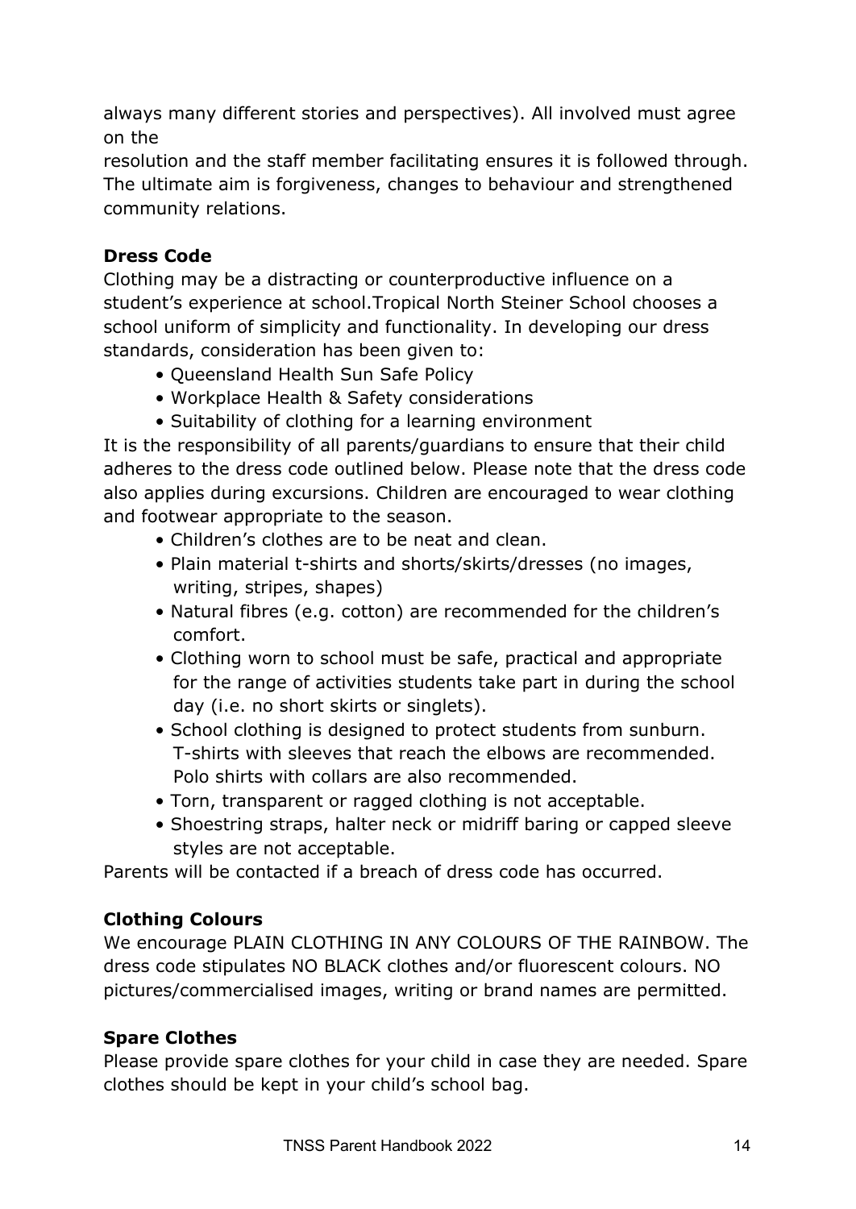always many different stories and perspectives). All involved must agree on the resolution and the staff member facilitating ensures it is followed through. The ultimate aim is forgiveness, changes to behaviour and strengthened community relations.

**Dress Code**

Clothing may be a distracting or counterproductive influence on a student's experience at school.Tropical North Steiner School chooses a school uniform of simplicity and functionality. In developing our dress standards, consideration has been given to:

- Queensland Health Sun Safe Policy
- Workplace Health & Safety considerations
- Suitability of clothing for a learning environment

It is the responsibility of all parents/guardians to ensure that their child adheres to the dress code outlined below. Please note that the dress code also applies during excursions. Children are encouraged to wear clothing and footwear appropriate to the season.

- Children's clothes are to be neat and clean.
- Plain material t-shirts and shorts/skirts/dresses (no images, writing, stripes, shapes)
- Natural fibres (e.g. cotton) are recommended for the children's comfort.
- Clothing worn to school must be safe, practical and appropriate for the range of activities students take part in during the school day (i.e. no short skirts or singlets).
- School clothing is designed to protect students from sunburn. T-shirts with sleeves that reach the elbows are recommended. Polo shirts with collars are also recommended.
- Torn, transparent or ragged clothing is not acceptable.
- Shoestring straps, halter neck or midriff baring or capped sleeve styles are not acceptable.

Parents will be contacted if a breach of dress code has occurred.

**Clothing Colours**

We encourage PLAIN CLOTHING IN ANY COLOURS OF THE RAINBOW. The dress code stipulates NO BLACK clothes and/or fluorescent colours. NO pictures/commercialised images, writing or brand names are permitted.

**Spare Clothes**

Please provide spare clothes for your child in case they are needed. Spare clothes should be kept in your child's school bag.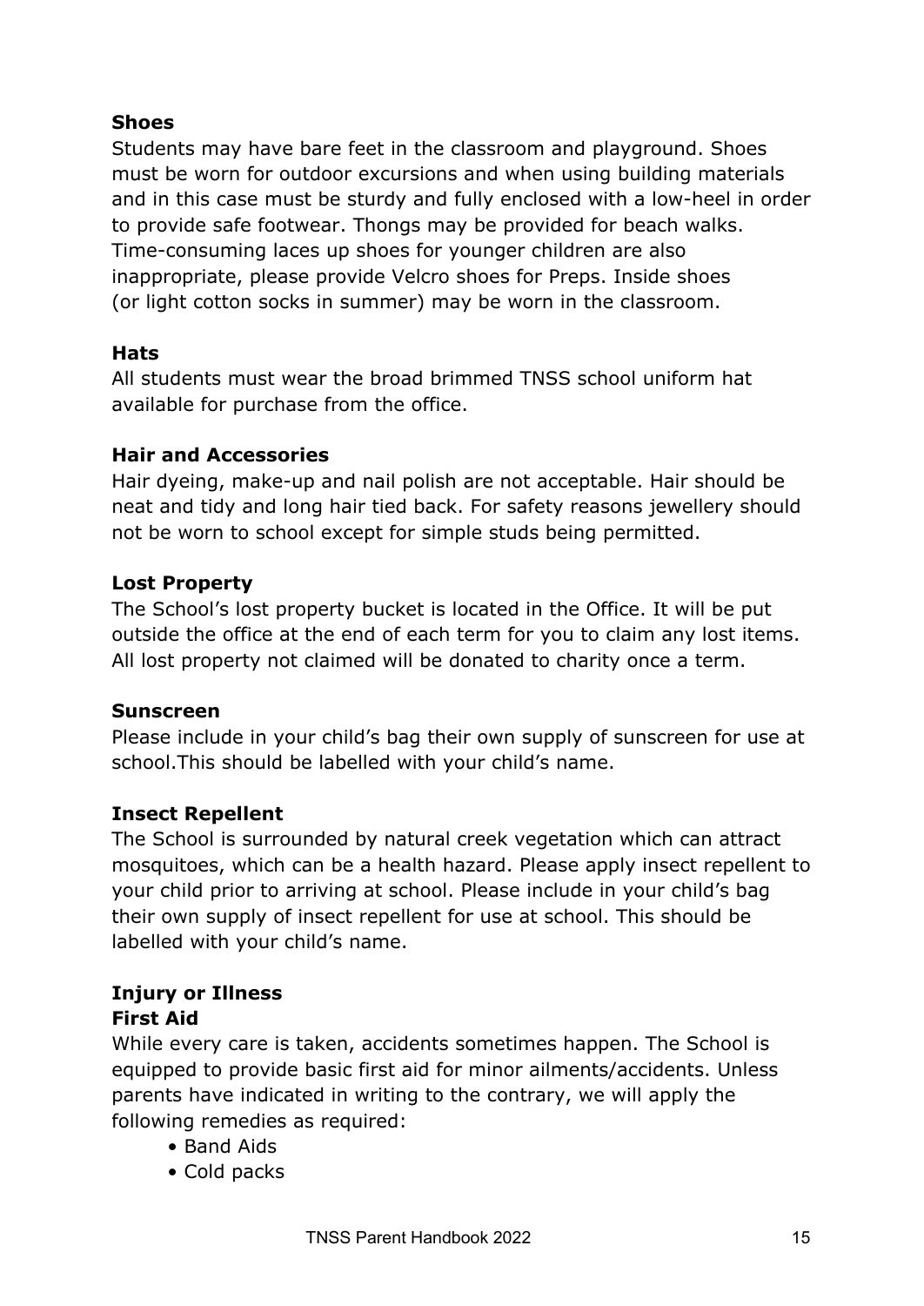**Shoes**

Students may have bare feet in the classroom and playground. Shoes must be worn for outdoor excursions and when using building materials and in this case must be sturdy and fully enclosed with a low-heel in order to provide safe footwear. Thongs may be provided for beach walks. Time-consuming laces up shoes for younger children are also inappropriate, please provide Velcro shoes for Preps. Inside shoes (or light cotton socks in summer) may be worn in the classroom.

**Hats**

All students must wear the broad brimmed TNSS school uniform hat available for purchase from the office.

**Hair and Accessories**

Hair dyeing, make-up and nail polish are not acceptable. Hair should be neat and tidy and long hair tied back. For safety reasons jewellery should not be worn to school except for simple studs being permitted.

**Lost Property**

The School's lost property bucket is located in the Office. It will be put outside the office at the end of each term for you to claim any lost items. All lost property not claimed will be donated to charity once a term.

**Sunscreen**

Please include in your child's bag their own supply of sunscreen for use at school.This should be labelled with your child's name.

**Insect Repellent**

The School is surrounded by natural creek vegetation which can attract mosquitoes, which can be a health hazard. Please apply insect repellent to your child prior to arriving at school. Please include in your child's bag their own supply of insect repellent for use at school. This should be labelled with your child's name.

**Injury or Illness**

**First Aid**

While every care is taken, accidents sometimes happen. The School is equipped to provide basic first aid for minor ailments/accidents. Unless parents have indicated in writing to the contrary, we will apply the following remedies as required:

- Band Aids
- Cold packs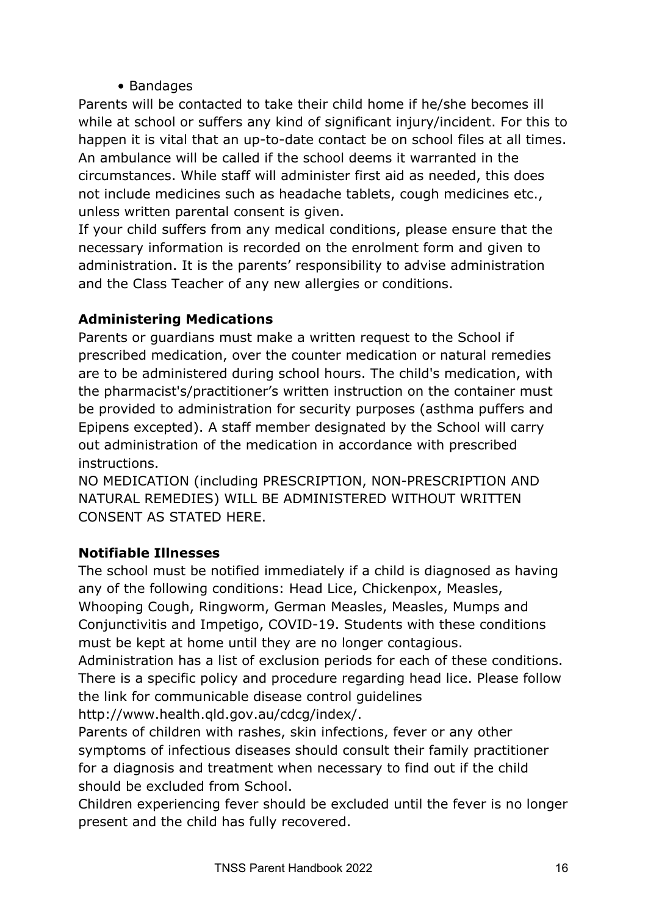- Bandages

Parents will be contacted to take their child home if he/she becomes ill while at school or suffers any kind of significant injury/incident. For this to happen it is vital that an up-to-date contact be on school files at all times. An ambulance will be called if the school deems it warranted in the circumstances. While staff will administer first aid as needed, this does not include medicines such as headache tablets, cough medicines etc., unless written parental consent is given.

If your child suffers from any medical conditions, please ensure that the necessary information is recorded on the enrolment form and given to administration. It is the parents' responsibility to advise administration and the Class Teacher of any new allergies or conditions.

**Administering Medications**

Parents or guardians must make a written request to the School if prescribed medication, over the counter medication or natural remedies are to be administered during school hours. The child's medication, with the pharmacist's/practitioner's written instruction on the container must be provided to administration for security purposes (asthma puffers and Epipens excepted). A staff member designated by the School will carry out administration of the medication in accordance with prescribed instructions.

NO MEDICATION (including PRESCRIPTION, NON-PRESCRIPTION AND NATURAL REMEDIES) WILL BE ADMINISTERED WITHOUT WRITTEN CONSENT AS STATED HERE.

**Notifiable Illnesses**

The school must be notified immediately if a child is diagnosed as having any of the following conditions: Head Lice, Chickenpox, Measles, Whooping Cough, Ringworm, German Measles, Measles, Mumps and Conjunctivitis and Impetigo, COVID-19. Students with these conditions must be kept at home until they are no longer contagious.

Administration has a list of exclusion periods for each of these conditions. There is a specific policy and procedure regarding head lice. Please follow the link for communicable disease control guidelines http://www.health.qld.gov.au/cdcg/index/.

Parents of children with rashes, skin infections, fever or any other symptoms of infectious diseases should consult their family practitioner for a diagnosis and treatment when necessary to find out if the child should be excluded from School.

Children experiencing fever should be excluded until the fever is no longer present and the child has fully recovered.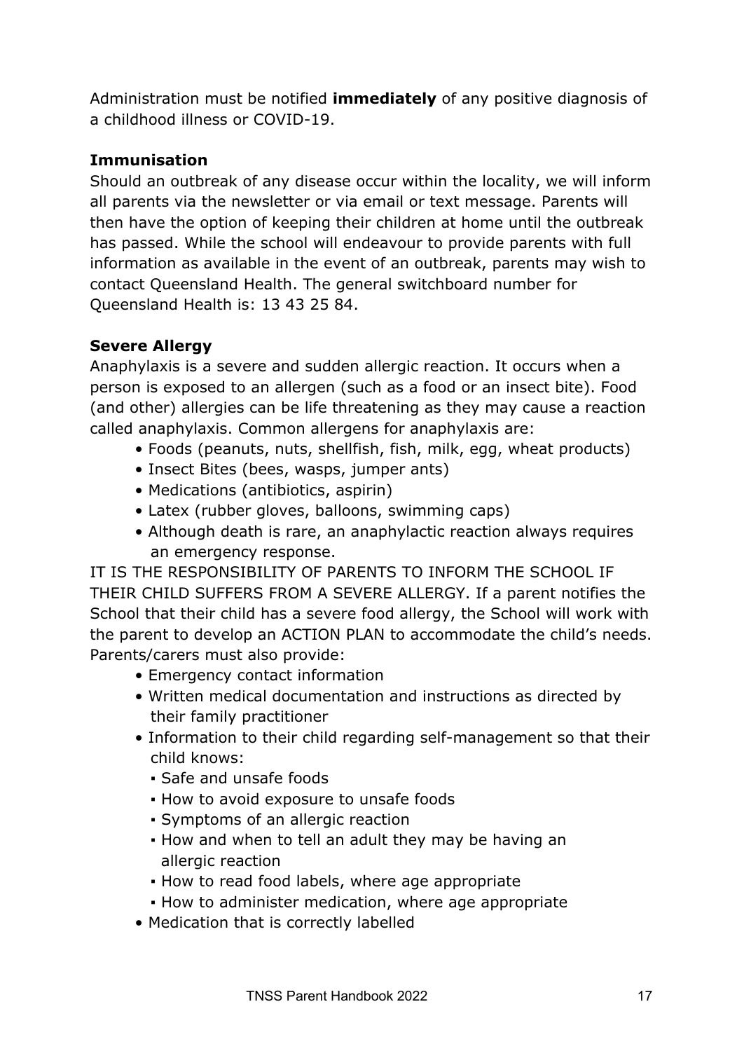Administration must be notified **immediately** of any positive diagnosis of a childhood illness or COVID-19.

### Immunisation

Should an outbreak of any disease occur within the locality, we will inform all parents via the newsletter or via email or text message. Parents will then have the option of keeping their children at home until the outbreak has passed. While the school will endeavour to provide parents with full information as available in the event of an outbreak, parents may wish to contact Queensland Health. The general switchboard number for Queensland Health is: 13 43 25 84.

### Severe Allergy

Anaphylaxis is a severe and sudden allergic reaction. It occurs when a person is exposed to an allergen (such as a food or an insect bite). Food (and other) allergies can be life threatening as they may cause a reaction called anaphylaxis. Common allergens for anaphylaxis are:

- Foods (peanuts, nuts, shellfish, fish, milk, egg, wheat products)
- Insect Bites (bees, wasps, jumper ants)
- Medications (antibiotics, aspirin)
- Latex (rubber gloves, balloons, swimming caps)
- Although death is rare, an anaphylactic reaction always requires an emergency response.

IT IS THE RESPONSIBILITY OF PARENTS TO INFORM THE SCHOOL IF THEIR CHILD SUFFERS FROM A SEVERE ALLERGY. If a parent notifies the School that their child has a severe food allergy, the School will work with the parent to develop an ACTION PLAN to accommodate the child's needs. Parents/carers must also provide:

- Emergency contact information
- Written medical documentation and instructions as directed by their family practitioner
- Information to their child regarding self-management so that their child knows:
  - Safe and unsafe foods
  - How to avoid exposure to unsafe foods
  - Symptoms of an allergic reaction
  - How and when to tell an adult they may be having an allergic reaction
  - How to read food labels, where age appropriate
  - How to administer medication, where age appropriate
- Medication that is correctly labelled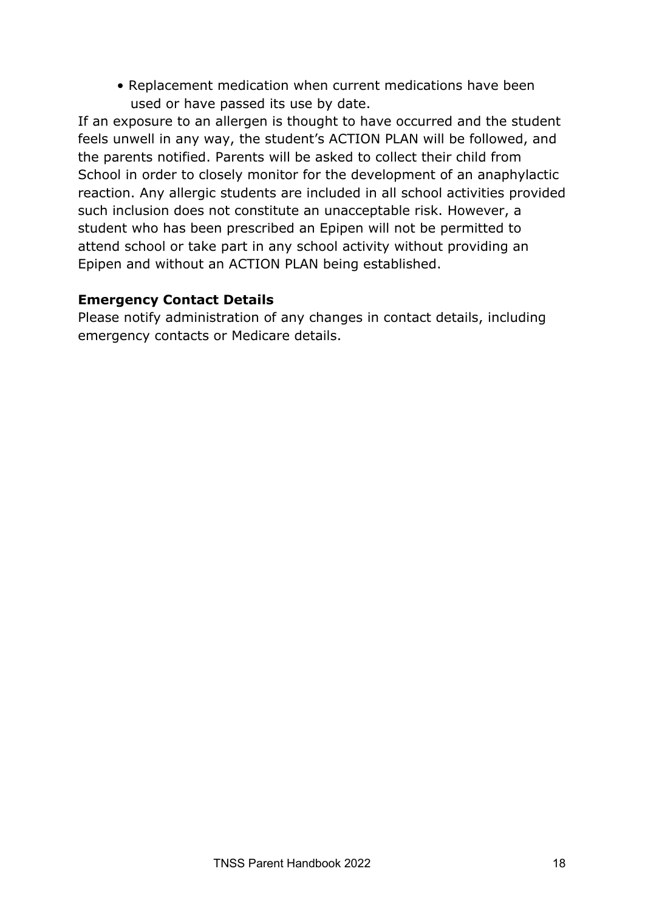- Replacement medication when current medications have been used or have passed its use by date.

If an exposure to an allergen is thought to have occurred and the student feels unwell in any way, the student's ACTION PLAN will be followed, and the parents notified. Parents will be asked to collect their child from School in order to closely monitor for the development of an anaphylactic reaction. Any allergic students are included in all school activities provided such inclusion does not constitute an unacceptable risk. However, a student who has been prescribed an Epipen will not be permitted to attend school or take part in any school activity without providing an Epipen and without an ACTION PLAN being established.

**Emergency Contact Details**

Please notify administration of any changes in contact details, including emergency contacts or Medicare details.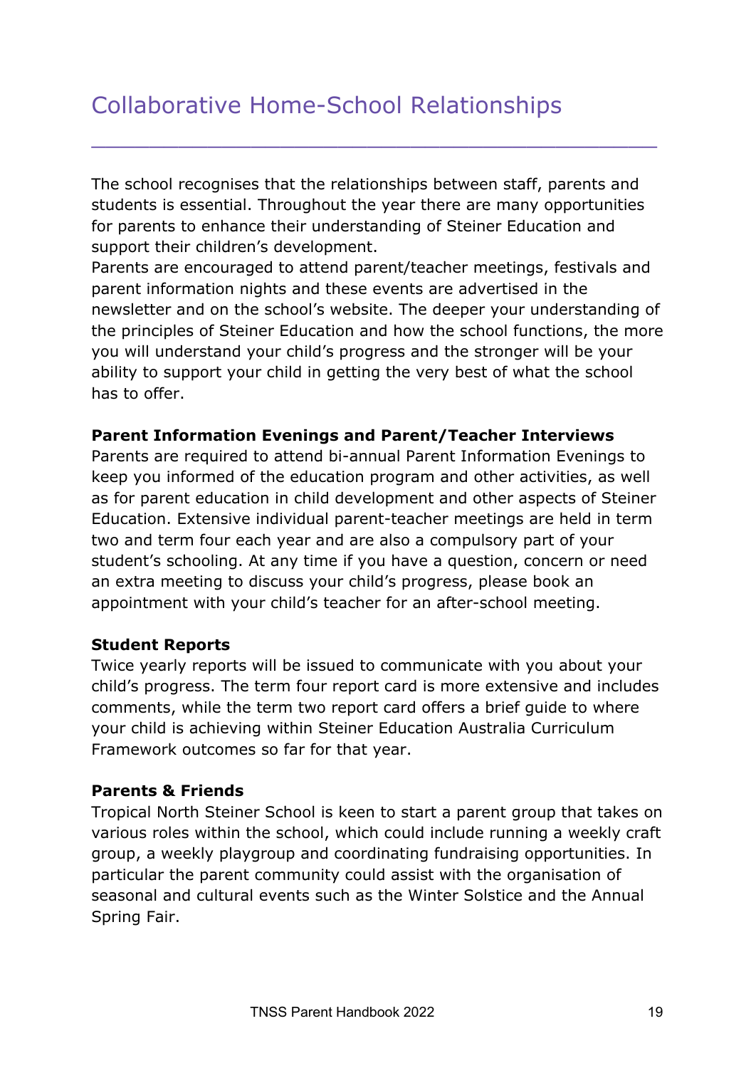# Collaborative Home-School Relationships

The school recognises that the relationships between staff, parents and students is essential. Throughout the year there are many opportunities for parents to enhance their understanding of Steiner Education and support their children's development.

Parents are encouraged to attend parent/teacher meetings, festivals and parent information nights and these events are advertised in the newsletter and on the school's website. The deeper your understanding of the principles of Steiner Education and how the school functions, the more you will understand your child's progress and the stronger will be your ability to support your child in getting the very best of what the school has to offer.

**Parent Information Evenings and Parent/Teacher Interviews**

Parents are required to attend bi-annual Parent Information Evenings to keep you informed of the education program and other activities, as well as for parent education in child development and other aspects of Steiner Education. Extensive individual parent-teacher meetings are held in term two and term four each year and are also a compulsory part of your student's schooling. At any time if you have a question, concern or need an extra meeting to discuss your child's progress, please book an appointment with your child's teacher for an after-school meeting.

**Student Reports**

Twice yearly reports will be issued to communicate with you about your child's progress. The term four report card is more extensive and includes comments, while the term two report card offers a brief guide to where your child is achieving within Steiner Education Australia Curriculum Framework outcomes so far for that year.

**Parents & Friends**

Tropical North Steiner School is keen to start a parent group that takes on various roles within the school, which could include running a weekly craft group, a weekly playgroup and coordinating fundraising opportunities. In particular the parent community could assist with the organisation of seasonal and cultural events such as the Winter Solstice and the Annual Spring Fair.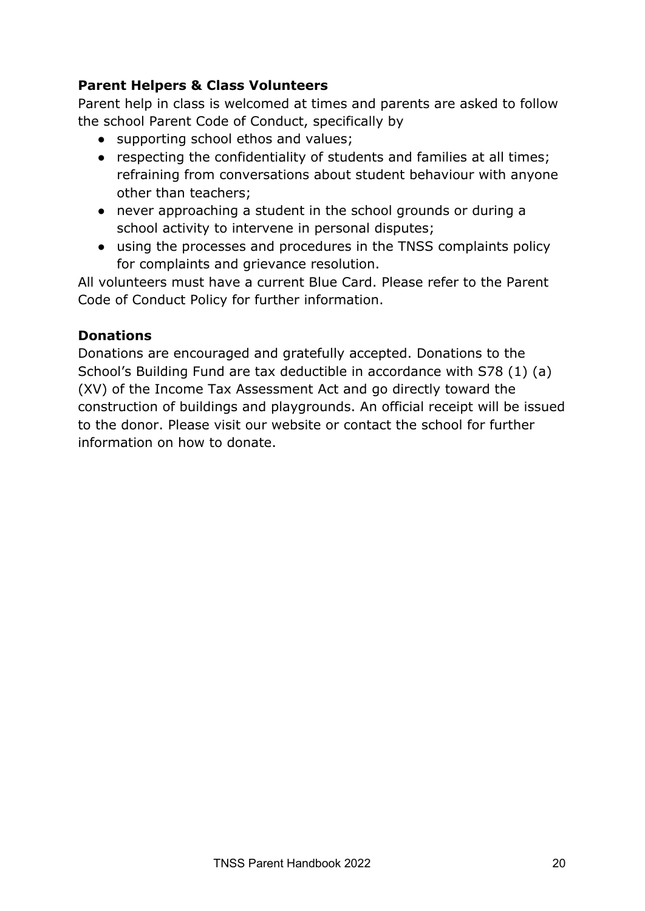**Parent Helpers & Class Volunteers**

Parent help in class is welcomed at times and parents are asked to follow the school Parent Code of Conduct, specifically by

- supporting school ethos and values;
- respecting the confidentiality of students and families at all times; refraining from conversations about student behaviour with anyone other than teachers;
- never approaching a student in the school grounds or during a school activity to intervene in personal disputes;
- using the processes and procedures in the TNSS complaints policy for complaints and grievance resolution.

All volunteers must have a current Blue Card. Please refer to the Parent Code of Conduct Policy for further information.

**Donations**

Donations are encouraged and gratefully accepted. Donations to the School's Building Fund are tax deductible in accordance with S78 (1) (a) (XV) of the Income Tax Assessment Act and go directly toward the construction of buildings and playgrounds. An official receipt will be issued to the donor. Please visit our website or contact the school for further information on how to donate.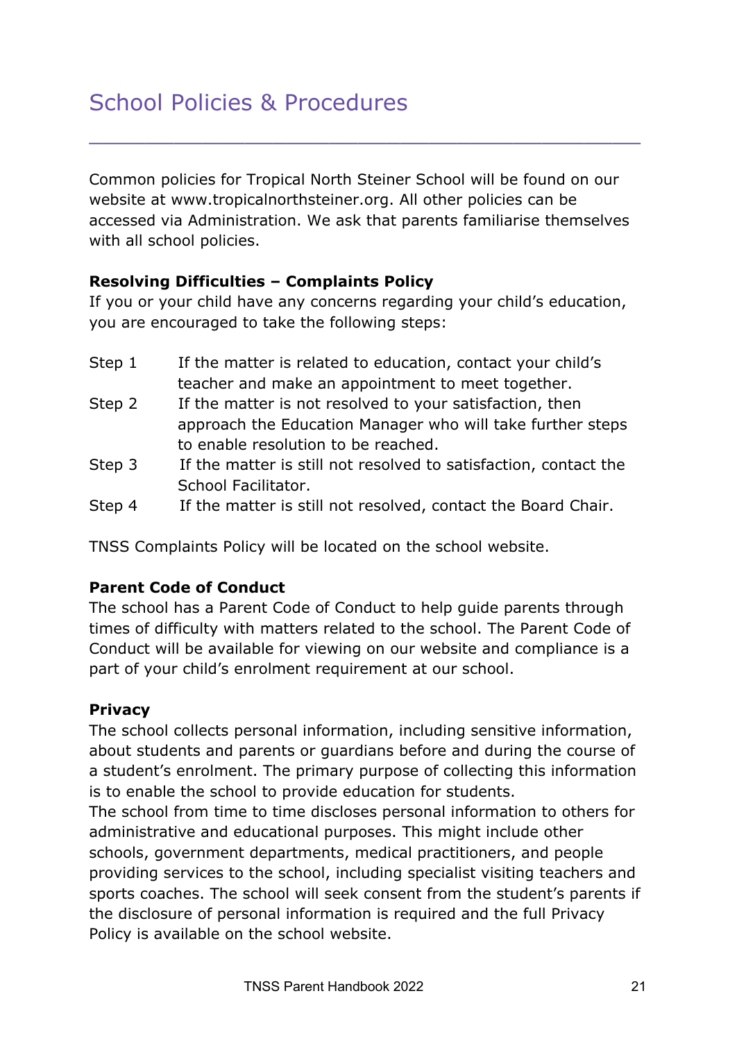# School Policies & Procedures

Common policies for Tropical North Steiner School will be found on our website at www.tropicalnorthsteiner.org. All other policies can be accessed via Administration. We ask that parents familiarise themselves with all school policies.

**Resolving Difficulties – Complaints Policy**

If you or your child have any concerns regarding your child's education, you are encouraged to take the following steps:

- Step 1 — If the matter is related to education, contact your child's teacher and make an appointment to meet together.
- Step 2 — If the matter is not resolved to your satisfaction, then approach the Education Manager who will take further steps to enable resolution to be reached.
- Step 3 — If the matter is still not resolved to satisfaction, contact the School Facilitator.
- Step 4 — If the matter is still not resolved, contact the Board Chair.

TNSS Complaints Policy will be located on the school website.

**Parent Code of Conduct**

The school has a Parent Code of Conduct to help guide parents through times of difficulty with matters related to the school. The Parent Code of Conduct will be available for viewing on our website and compliance is a part of your child's enrolment requirement at our school.

**Privacy**

The school collects personal information, including sensitive information, about students and parents or guardians before and during the course of a student's enrolment. The primary purpose of collecting this information is to enable the school to provide education for students.

The school from time to time discloses personal information to others for administrative and educational purposes. This might include other schools, government departments, medical practitioners, and people providing services to the school, including specialist visiting teachers and sports coaches. The school will seek consent from the student's parents if the disclosure of personal information is required and the full Privacy Policy is available on the school website.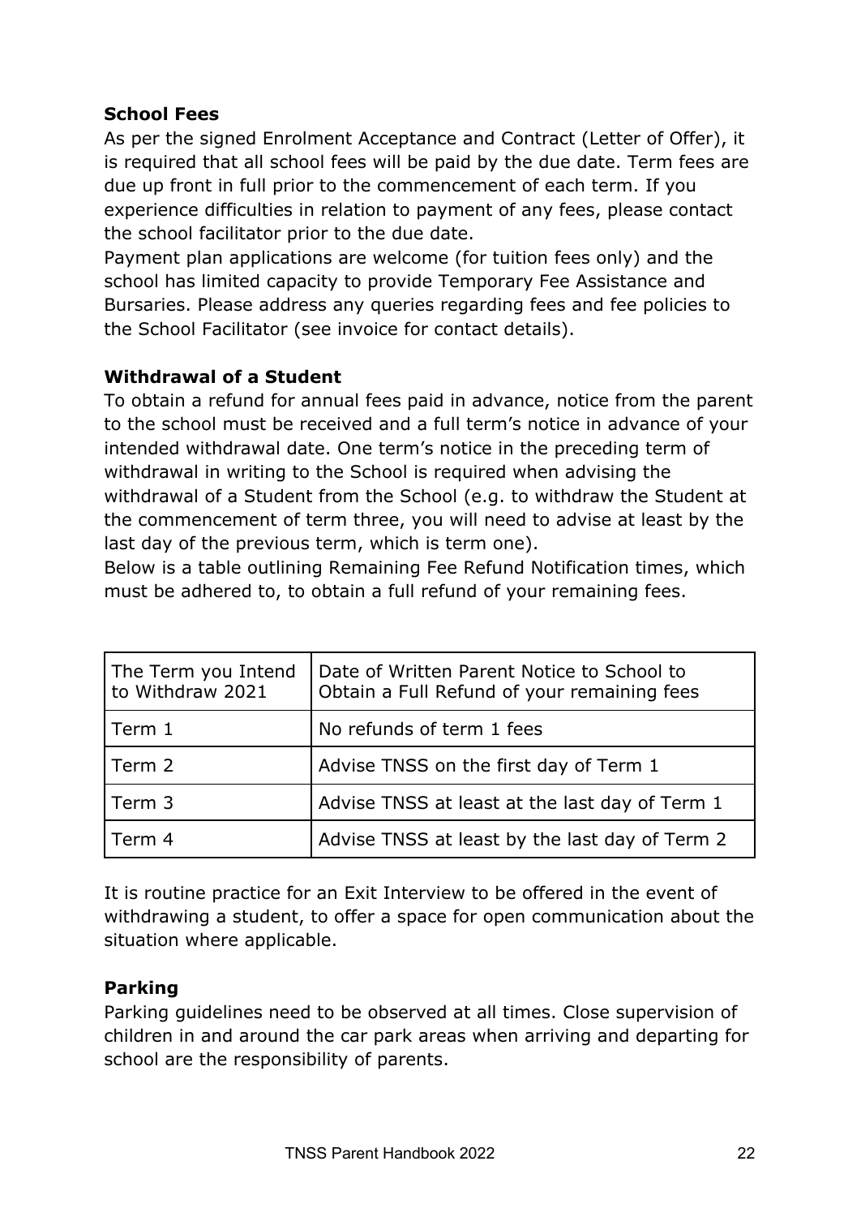### School Fees

As per the signed Enrolment Acceptance and Contract (Letter of Offer), it is required that all school fees will be paid by the due date. Term fees are due up front in full prior to the commencement of each term. If you experience difficulties in relation to payment of any fees, please contact the school facilitator prior to the due date.

Payment plan applications are welcome (for tuition fees only) and the school has limited capacity to provide Temporary Fee Assistance and Bursaries. Please address any queries regarding fees and fee policies to the School Facilitator (see invoice for contact details).

### Withdrawal of a Student

To obtain a refund for annual fees paid in advance, notice from the parent to the school must be received and a full term's notice in advance of your intended withdrawal date. One term's notice in the preceding term of withdrawal in writing to the School is required when advising the withdrawal of a Student from the School (e.g. to withdraw the Student at the commencement of term three, you will need to advise at least by the last day of the previous term, which is term one).

Below is a table outlining Remaining Fee Refund Notification times, which must be adhered to, to obtain a full refund of your remaining fees.

| The Term you Intend to Withdraw 2021 | Date of Written Parent Notice to School to Obtain a Full Refund of your remaining fees |
|---|---|
| Term 1 | No refunds of term 1 fees |
| Term 2 | Advise TNSS on the first day of Term 1 |
| Term 3 | Advise TNSS at least at the last day of Term 1 |
| Term 4 | Advise TNSS at least by the last day of Term 2 |

It is routine practice for an Exit Interview to be offered in the event of withdrawing a student, to offer a space for open communication about the situation where applicable.

### Parking

Parking guidelines need to be observed at all times. Close supervision of children in and around the car park areas when arriving and departing for school are the responsibility of parents.